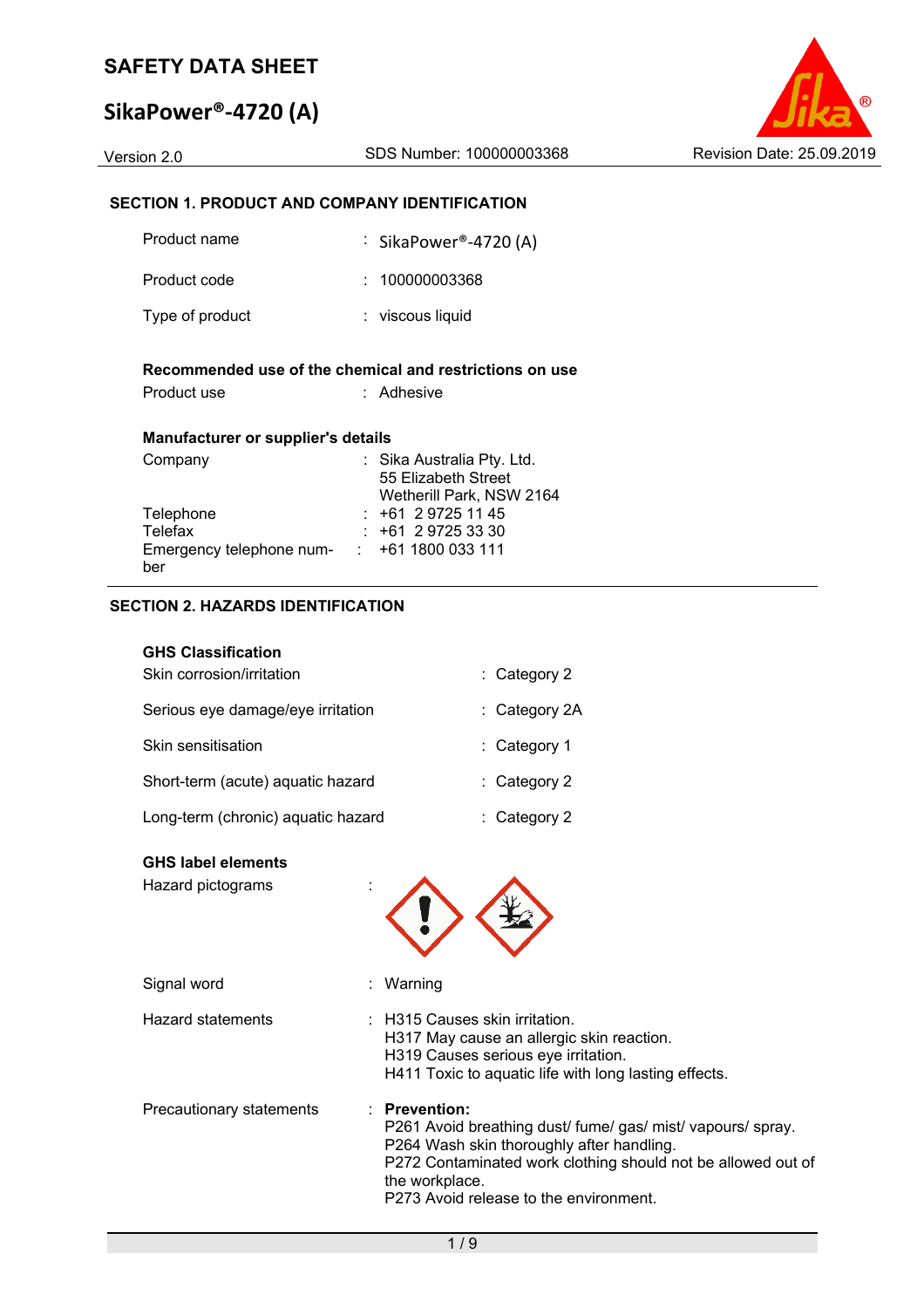# SAFETY DATA SHEET

## SikaPower®-4720 (A)

Version 2.0 | SDS Number: 100000003368 | Revision Date: 25.09.2019

### SECTION 1. PRODUCT AND COMPANY IDENTIFICATION

| | |
|---|---|
| Product name | : SikaPower®-4720 (A) |
| Product code | : 100000003368 |
| Type of product | : viscous liquid |

**Recommended use of the chemical and restrictions on use**

| | |
|---|---|
| Product use | : Adhesive |

**Manufacturer or supplier's details**

| | |
|---|---|
| Company | : Sika Australia Pty. Ltd.<br>55 Elizabeth Street<br>Wetherill Park, NSW 2164 |
| Telephone | : +61 2 9725 11 45 |
| Telefax | : +61 2 9725 33 30 |
| Emergency telephone number | : +61 1800 033 111 |

### SECTION 2. HAZARDS IDENTIFICATION

**GHS Classification**

| | |
|---|---|
| Skin corrosion/irritation | : Category 2 |
| Serious eye damage/eye irritation | : Category 2A |
| Skin sensitisation | : Category 1 |
| Short-term (acute) aquatic hazard | : Category 2 |
| Long-term (chronic) aquatic hazard | : Category 2 |

**GHS label elements**

Hazard pictograms :

Signal word : Warning

Hazard statements :
H315 Causes skin irritation.
H317 May cause an allergic skin reaction.
H319 Causes serious eye irritation.
H411 Toxic to aquatic life with long lasting effects.

Precautionary statements :
**Prevention:**
P261 Avoid breathing dust/ fume/ gas/ mist/ vapours/ spray.
P264 Wash skin thoroughly after handling.
P272 Contaminated work clothing should not be allowed out of the workplace.
P273 Avoid release to the environment.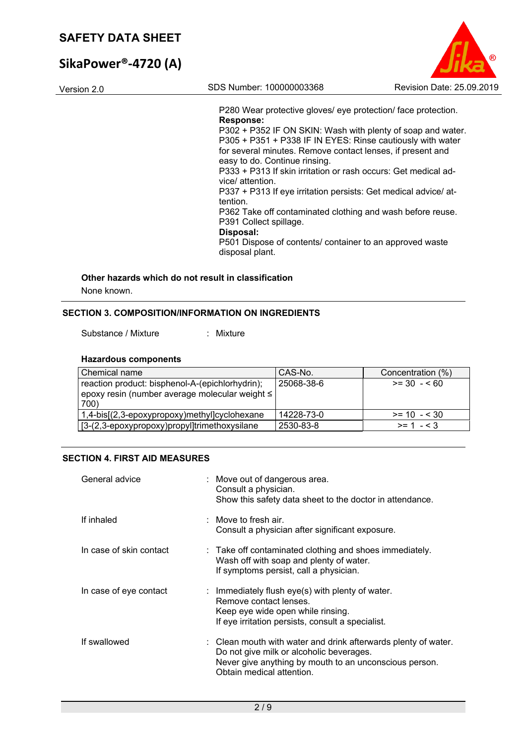P280 Wear protective gloves/ eye protection/ face protection.

**Response:**

P302 + P352 IF ON SKIN: Wash with plenty of soap and water.
P305 + P351 + P338 IF IN EYES: Rinse cautiously with water for several minutes. Remove contact lenses, if present and easy to do. Continue rinsing.
P333 + P313 If skin irritation or rash occurs: Get medical advice/ attention.
P337 + P313 If eye irritation persists: Get medical advice/ attention.
P362 Take off contaminated clothing and wash before reuse.
P391 Collect spillage.

**Disposal:**

P501 Dispose of contents/ container to an approved waste disposal plant.

**Other hazards which do not result in classification**

None known.

## SECTION 3. COMPOSITION/INFORMATION ON INGREDIENTS

Substance / Mixture : Mixture

**Hazardous components**

| Chemical name | CAS-No. | Concentration (%) |
|---|---|---|
| reaction product: bisphenol-A-(epichlorhydrin); epoxy resin (number average molecular weight ≤ 700) | 25068-38-6 | >= 30 - < 60 |
| 1,4-bis[(2,3-epoxypropoxy)methyl]cyclohexane | 14228-73-0 | >= 10 - < 30 |
| [3-(2,3-epoxypropoxy)propyl]trimethoxysilane | 2530-83-8 | >= 1 - < 3 |

## SECTION 4. FIRST AID MEASURES

General advice : Move out of dangerous area.
Consult a physician.
Show this safety data sheet to the doctor in attendance.

If inhaled : Move to fresh air.
Consult a physician after significant exposure.

In case of skin contact : Take off contaminated clothing and shoes immediately.
Wash off with soap and plenty of water.
If symptoms persist, call a physician.

In case of eye contact : Immediately flush eye(s) with plenty of water.
Remove contact lenses.
Keep eye wide open while rinsing.
If eye irritation persists, consult a specialist.

If swallowed : Clean mouth with water and drink afterwards plenty of water.
Do not give milk or alcoholic beverages.
Never give anything by mouth to an unconscious person.
Obtain medical attention.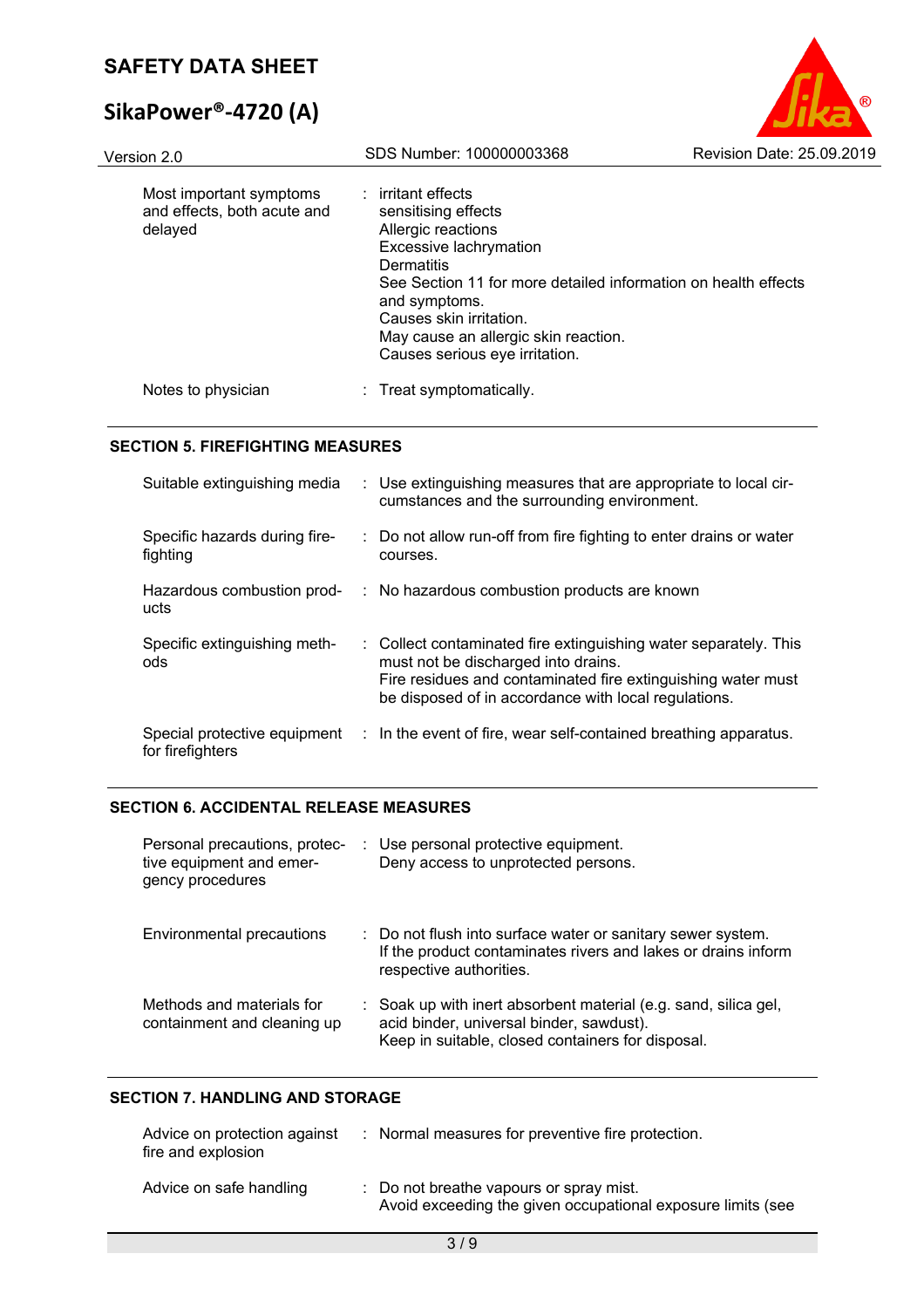| | |
|---|---|
| Most important symptoms and effects, both acute and delayed | : irritant effects<br>sensitising effects<br>Allergic reactions<br>Excessive lachrymation<br>Dermatitis<br>See Section 11 for more detailed information on health effects and symptoms.<br>Causes skin irritation.<br>May cause an allergic skin reaction.<br>Causes serious eye irritation. |
| Notes to physician | : Treat symptomatically. |

## SECTION 5. FIREFIGHTING MEASURES

| | |
|---|---|
| Suitable extinguishing media | : Use extinguishing measures that are appropriate to local circumstances and the surrounding environment. |
| Specific hazards during firefighting | : Do not allow run-off from fire fighting to enter drains or water courses. |
| Hazardous combustion products | : No hazardous combustion products are known |
| Specific extinguishing methods | : Collect contaminated fire extinguishing water separately. This must not be discharged into drains.<br>Fire residues and contaminated fire extinguishing water must be disposed of in accordance with local regulations. |
| Special protective equipment for firefighters | : In the event of fire, wear self-contained breathing apparatus. |

## SECTION 6. ACCIDENTAL RELEASE MEASURES

| | |
|---|---|
| Personal precautions, protective equipment and emergency procedures | : Use personal protective equipment.<br>Deny access to unprotected persons. |
| Environmental precautions | : Do not flush into surface water or sanitary sewer system.<br>If the product contaminates rivers and lakes or drains inform respective authorities. |
| Methods and materials for containment and cleaning up | : Soak up with inert absorbent material (e.g. sand, silica gel, acid binder, universal binder, sawdust).<br>Keep in suitable, closed containers for disposal. |

## SECTION 7. HANDLING AND STORAGE

| | |
|---|---|
| Advice on protection against fire and explosion | : Normal measures for preventive fire protection. |
| Advice on safe handling | : Do not breathe vapours or spray mist.<br>Avoid exceeding the given occupational exposure limits (see |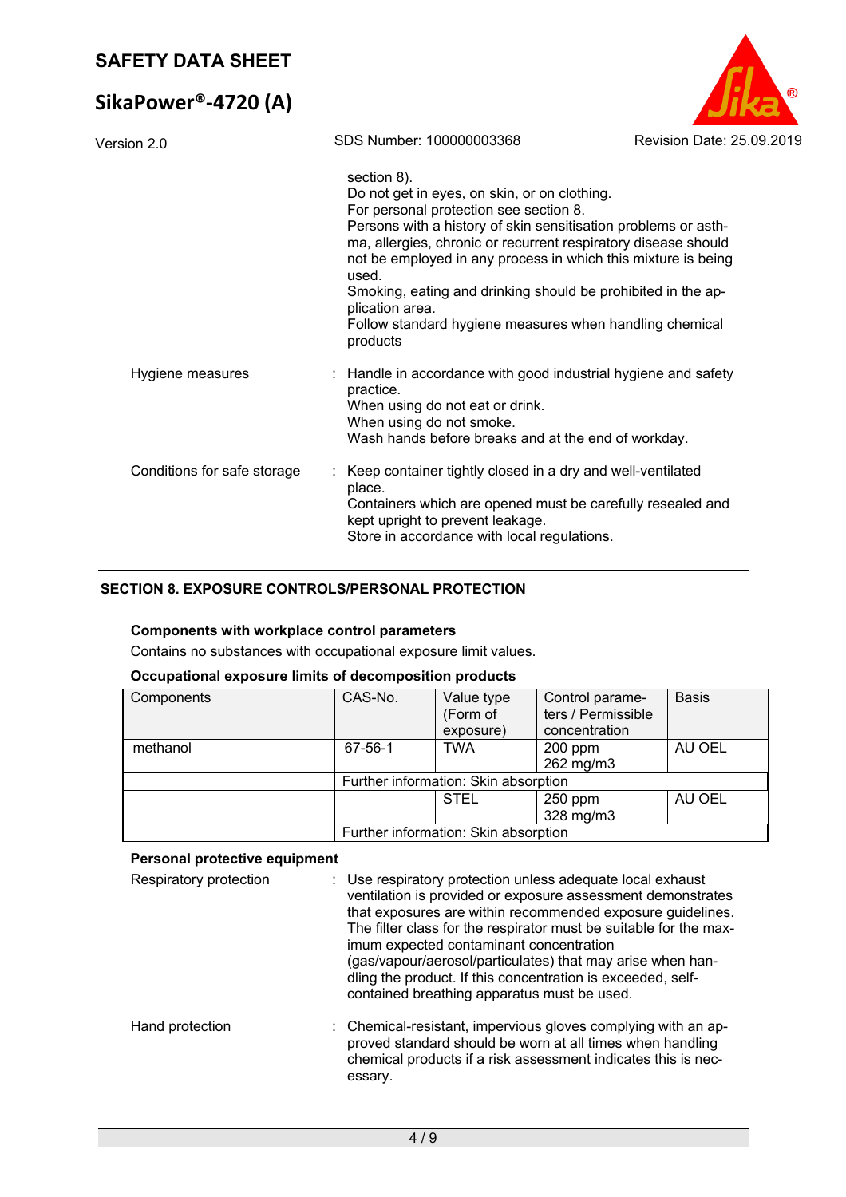section 8).
Do not get in eyes, on skin, or on clothing.
For personal protection see section 8.
Persons with a history of skin sensitisation problems or asthma, allergies, chronic or recurrent respiratory disease should not be employed in any process in which this mixture is being used.
Smoking, eating and drinking should be prohibited in the application area.
Follow standard hygiene measures when handling chemical products

Hygiene measures : Handle in accordance with good industrial hygiene and safety practice.
When using do not eat or drink.
When using do not smoke.
Wash hands before breaks and at the end of workday.

Conditions for safe storage : Keep container tightly closed in a dry and well-ventilated place.
Containers which are opened must be carefully resealed and kept upright to prevent leakage.
Store in accordance with local regulations.

## SECTION 8. EXPOSURE CONTROLS/PERSONAL PROTECTION

**Components with workplace control parameters**

Contains no substances with occupational exposure limit values.

**Occupational exposure limits of decomposition products**

| Components | CAS-No. | Value type (Form of exposure) | Control parameters / Permissible concentration | Basis |
|---|---|---|---|---|
| methanol | 67-56-1 | TWA | 200 ppm<br>262 mg/m3 | AU OEL |
| | Further information: Skin absorption | | | |
| | | STEL | 250 ppm<br>328 mg/m3 | AU OEL |
| | Further information: Skin absorption | | | |

**Personal protective equipment**

Respiratory protection : Use respiratory protection unless adequate local exhaust ventilation is provided or exposure assessment demonstrates that exposures are within recommended exposure guidelines.
The filter class for the respirator must be suitable for the maximum expected contaminant concentration (gas/vapour/aerosol/particulates) that may arise when handling the product. If this concentration is exceeded, self-contained breathing apparatus must be used.

Hand protection : Chemical-resistant, impervious gloves complying with an approved standard should be worn at all times when handling chemical products if a risk assessment indicates this is necessary.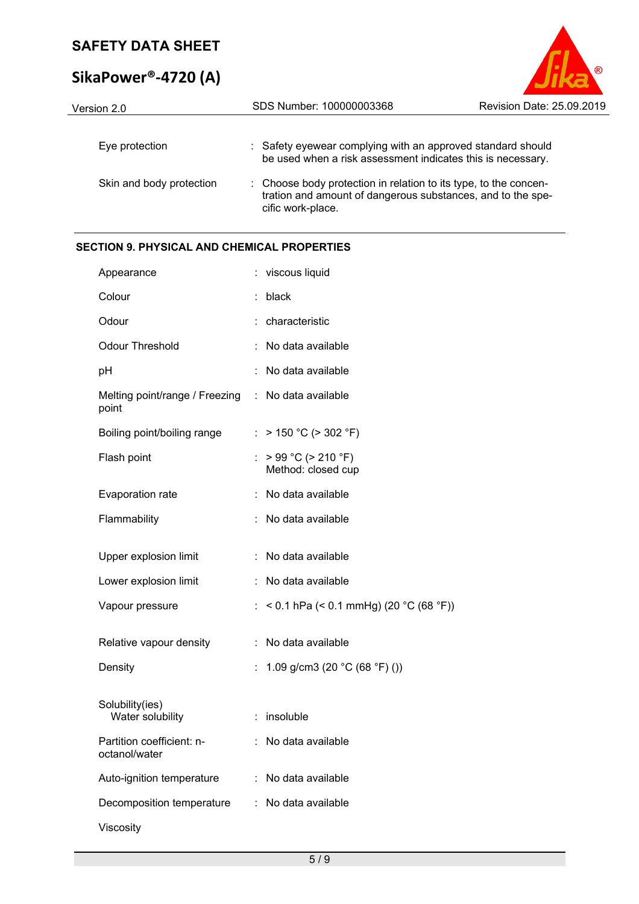| | |
|---|---|
| Eye protection | : Safety eyewear complying with an approved standard should be used when a risk assessment indicates this is necessary. |
| Skin and body protection | : Choose body protection in relation to its type, to the concentration and amount of dangerous substances, and to the specific work-place. |

## SECTION 9. PHYSICAL AND CHEMICAL PROPERTIES

| | |
|---|---|
| Appearance | : viscous liquid |
| Colour | : black |
| Odour | : characteristic |
| Odour Threshold | : No data available |
| pH | : No data available |
| Melting point/range / Freezing point | : No data available |
| Boiling point/boiling range | : > 150 °C (> 302 °F) |
| Flash point | : > 99 °C (> 210 °F)<br>Method: closed cup |
| Evaporation rate | : No data available |
| Flammability | : No data available |
| Upper explosion limit | : No data available |
| Lower explosion limit | : No data available |
| Vapour pressure | : < 0.1 hPa (< 0.1 mmHg) (20 °C (68 °F)) |
| Relative vapour density | : No data available |
| Density | : 1.09 g/cm3 (20 °C (68 °F) ()) |
| Solubility(ies)<br>Water solubility | : insoluble |
| Partition coefficient: n-octanol/water | : No data available |
| Auto-ignition temperature | : No data available |
| Decomposition temperature | : No data available |
| Viscosity | |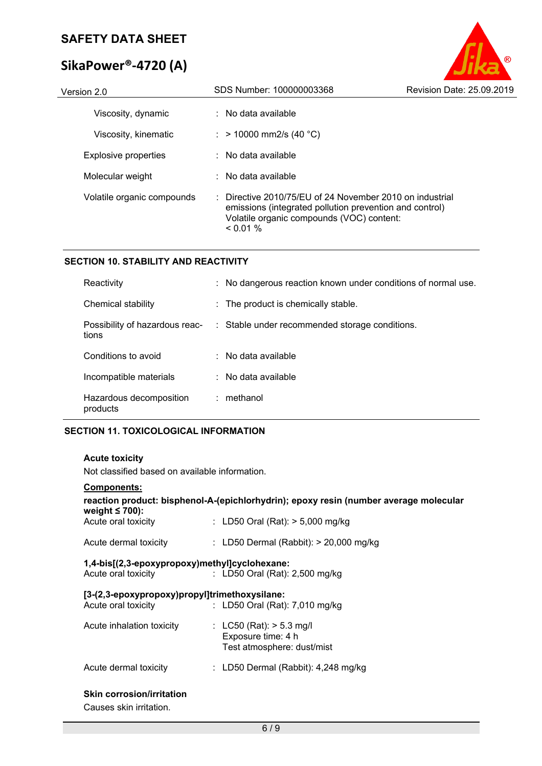| | | |
|---|---|---|
| Viscosity, dynamic | : | No data available |
| Viscosity, kinematic | : | > 10000 mm2/s (40 °C) |
| Explosive properties | : | No data available |
| Molecular weight | : | No data available |
| Volatile organic compounds | : | Directive 2010/75/EU of 24 November 2010 on industrial emissions (integrated pollution prevention and control) Volatile organic compounds (VOC) content: < 0.01 % |

## SECTION 10. STABILITY AND REACTIVITY

| | | |
|---|---|---|
| Reactivity | : | No dangerous reaction known under conditions of normal use. |
| Chemical stability | : | The product is chemically stable. |
| Possibility of hazardous reactions | : | Stable under recommended storage conditions. |
| Conditions to avoid | : | No data available |
| Incompatible materials | : | No data available |
| Hazardous decomposition products | : | methanol |

## SECTION 11. TOXICOLOGICAL INFORMATION

**Acute toxicity**

Not classified based on available information.

**Components:**

**reaction product: bisphenol-A-(epichlorhydrin); epoxy resin (number average molecular weight ≤ 700):**

| | | |
|---|---|---|
| Acute oral toxicity | : | LD50 Oral (Rat): > 5,000 mg/kg |
| Acute dermal toxicity | : | LD50 Dermal (Rabbit): > 20,000 mg/kg |

**1,4-bis[(2,3-epoxypropoxy)methyl]cyclohexane:**

| | | |
|---|---|---|
| Acute oral toxicity | : | LD50 Oral (Rat): 2,500 mg/kg |

**[3-(2,3-epoxypropoxy)propyl]trimethoxysilane:**

| | | |
|---|---|---|
| Acute oral toxicity | : | LD50 Oral (Rat): 7,010 mg/kg |
| Acute inhalation toxicity | : | LC50 (Rat): > 5.3 mg/l<br>Exposure time: 4 h<br>Test atmosphere: dust/mist |
| Acute dermal toxicity | : | LD50 Dermal (Rabbit): 4,248 mg/kg |

**Skin corrosion/irritation**

Causes skin irritation.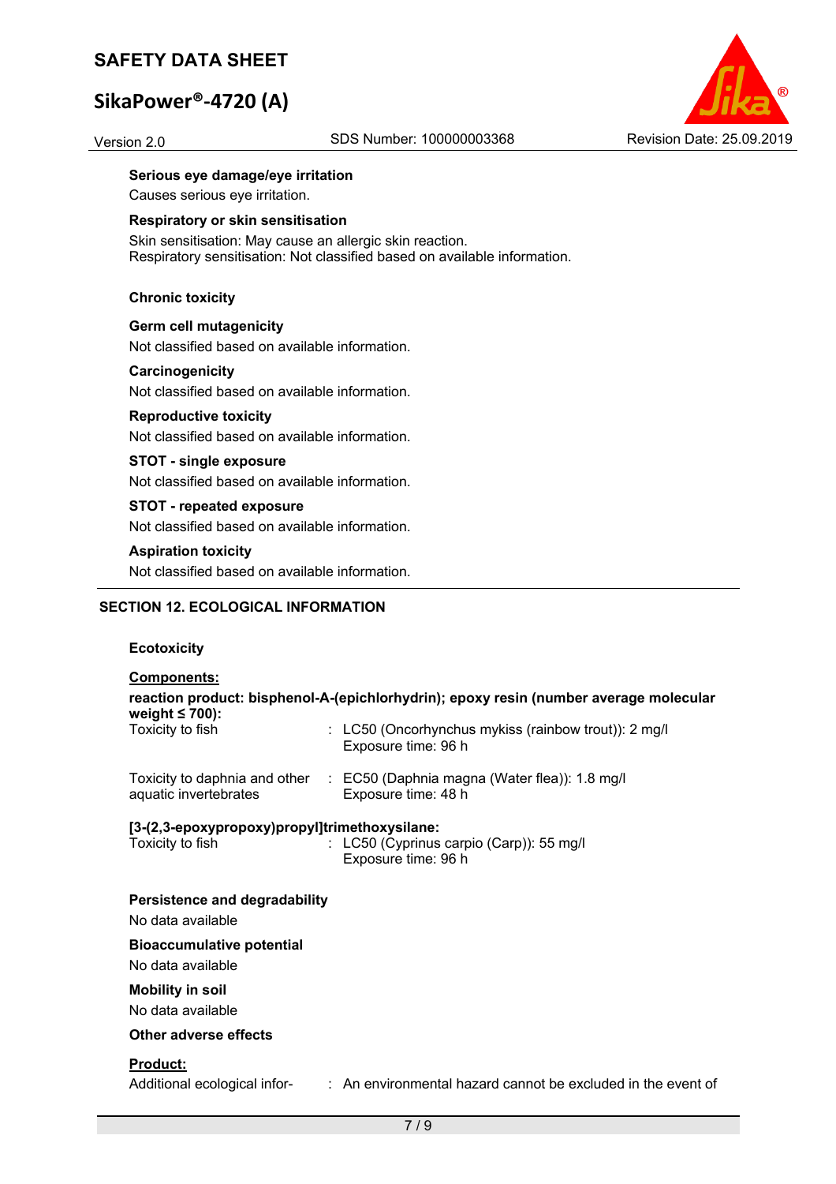**Serious eye damage/eye irritation**

Causes serious eye irritation.

**Respiratory or skin sensitisation**

Skin sensitisation: May cause an allergic skin reaction.
Respiratory sensitisation: Not classified based on available information.

**Chronic toxicity**

**Germ cell mutagenicity**

Not classified based on available information.

**Carcinogenicity**

Not classified based on available information.

**Reproductive toxicity**

Not classified based on available information.

**STOT - single exposure**

Not classified based on available information.

**STOT - repeated exposure**

Not classified based on available information.

**Aspiration toxicity**

Not classified based on available information.

## SECTION 12. ECOLOGICAL INFORMATION

**Ecotoxicity**

**Components:**

**reaction product: bisphenol-A-(epichlorhydrin); epoxy resin (number average molecular weight ≤ 700):**

| | |
|---|---|
| Toxicity to fish | : LC50 (Oncorhynchus mykiss (rainbow trout)): 2 mg/l<br>Exposure time: 96 h |
| Toxicity to daphnia and other aquatic invertebrates | : EC50 (Daphnia magna (Water flea)): 1.8 mg/l<br>Exposure time: 48 h |

**[3-(2,3-epoxypropoxy)propyl]trimethoxysilane:**

| | |
|---|---|
| Toxicity to fish | : LC50 (Cyprinus carpio (Carp)): 55 mg/l<br>Exposure time: 96 h |

**Persistence and degradability**

No data available

**Bioaccumulative potential**

No data available

**Mobility in soil**

No data available

**Other adverse effects**

**Product:**

Additional ecological infor- : An environmental hazard cannot be excluded in the event of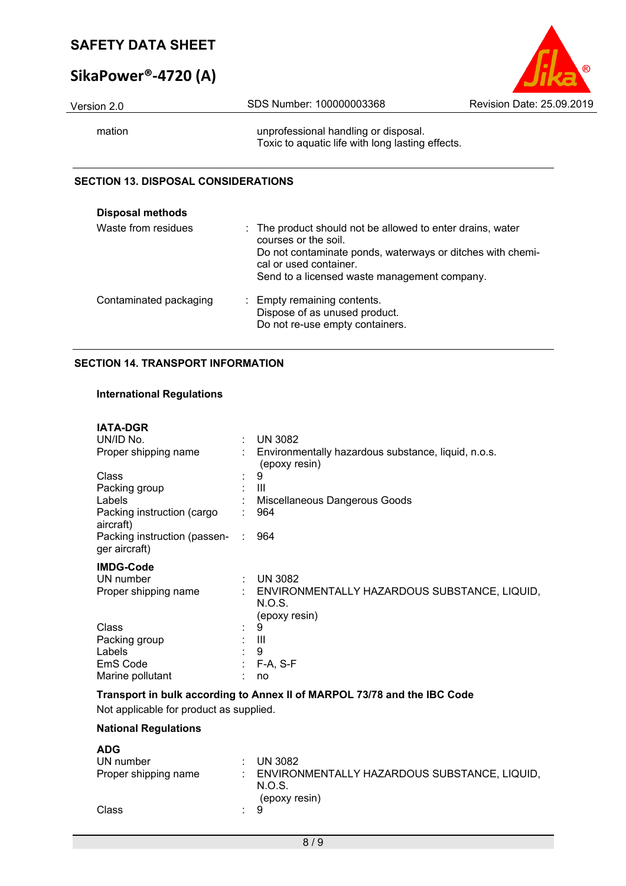| | |
|---|---|
| mation | unprofessional handling or disposal.<br>Toxic to aquatic life with long lasting effects. |

## SECTION 13. DISPOSAL CONSIDERATIONS

**Disposal methods**

| | |
|---|---|
| Waste from residues | : The product should not be allowed to enter drains, water courses or the soil.<br>Do not contaminate ponds, waterways or ditches with chemical or used container.<br>Send to a licensed waste management company. |
| Contaminated packaging | : Empty remaining contents.<br>Dispose of as unused product.<br>Do not re-use empty containers. |

## SECTION 14. TRANSPORT INFORMATION

**International Regulations**

**IATA-DGR**

| | |
|---|---|
| UN/ID No. | : UN 3082 |
| Proper shipping name | : Environmentally hazardous substance, liquid, n.o.s. (epoxy resin) |
| Class | : 9 |
| Packing group | : III |
| Labels | : Miscellaneous Dangerous Goods |
| Packing instruction (cargo aircraft) | : 964 |
| Packing instruction (passenger aircraft) | : 964 |

**IMDG-Code**

| | |
|---|---|
| UN number | : UN 3082 |
| Proper shipping name | : ENVIRONMENTALLY HAZARDOUS SUBSTANCE, LIQUID, N.O.S.<br>(epoxy resin) |
| Class | : 9 |
| Packing group | : III |
| Labels | : 9 |
| EmS Code | : F-A, S-F |
| Marine pollutant | : no |

**Transport in bulk according to Annex II of MARPOL 73/78 and the IBC Code**

Not applicable for product as supplied.

**National Regulations**

**ADG**

| | |
|---|---|
| UN number | : UN 3082 |
| Proper shipping name | : ENVIRONMENTALLY HAZARDOUS SUBSTANCE, LIQUID, N.O.S.<br>(epoxy resin) |
| Class | : 9 |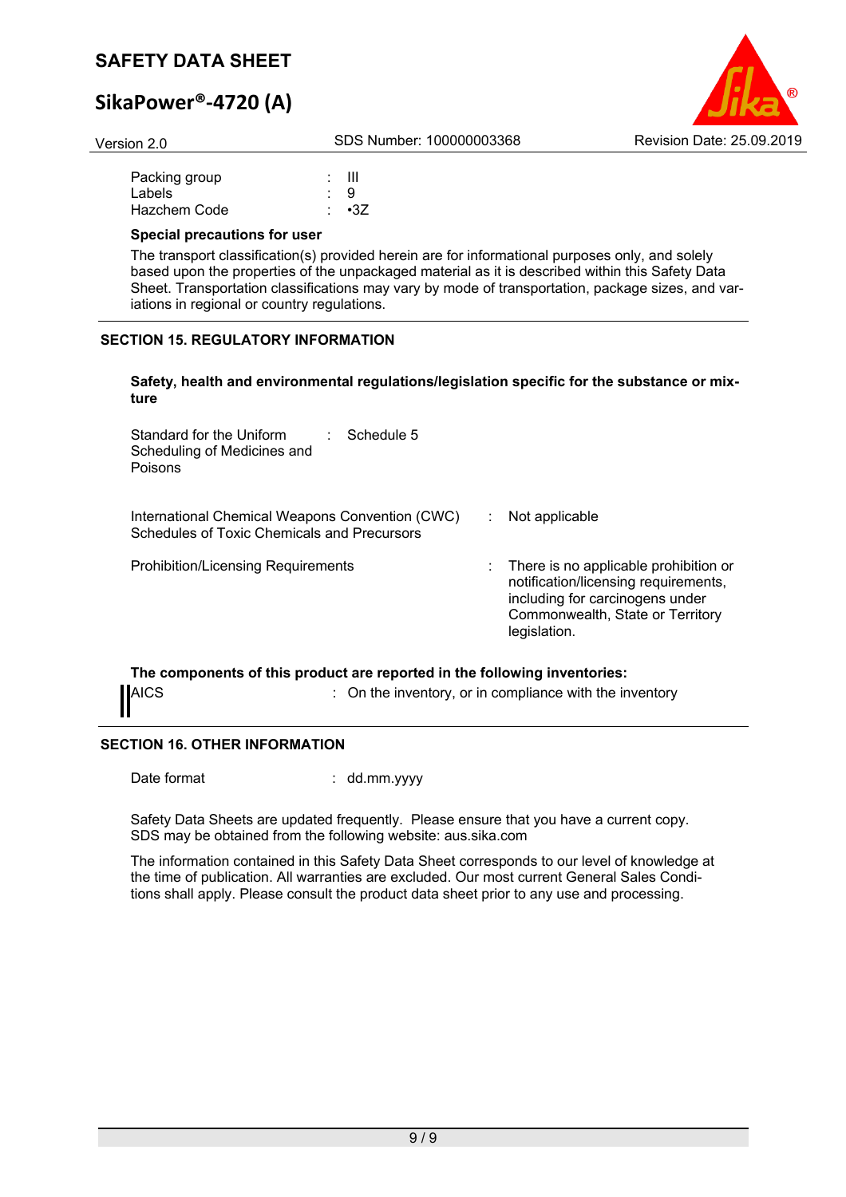| | | |
|---|---|---|
| Packing group | : | III |
| Labels | : | 9 |
| Hazchem Code | : | •3Z |

**Special precautions for user**

The transport classification(s) provided herein are for informational purposes only, and solely based upon the properties of the unpackaged material as it is described within this Safety Data Sheet. Transportation classifications may vary by mode of transportation, package sizes, and variations in regional or country regulations.

## SECTION 15. REGULATORY INFORMATION

**Safety, health and environmental regulations/legislation specific for the substance or mixture**

| | | |
|---|---|---|
| Standard for the Uniform Scheduling of Medicines and Poisons | : | Schedule 5 |
| International Chemical Weapons Convention (CWC) Schedules of Toxic Chemicals and Precursors | : | Not applicable |
| Prohibition/Licensing Requirements | : | There is no applicable prohibition or notification/licensing requirements, including for carcinogens under Commonwealth, State or Territory legislation. |

**The components of this product are reported in the following inventories:**

| | | |
|---|---|---|
| AICS | : | On the inventory, or in compliance with the inventory |

## SECTION 16. OTHER INFORMATION

| | | |
|---|---|---|
| Date format | : | dd.mm.yyyy |

Safety Data Sheets are updated frequently. Please ensure that you have a current copy. SDS may be obtained from the following website: aus.sika.com

The information contained in this Safety Data Sheet corresponds to our level of knowledge at the time of publication. All warranties are excluded. Our most current General Sales Conditions shall apply. Please consult the product data sheet prior to any use and processing.